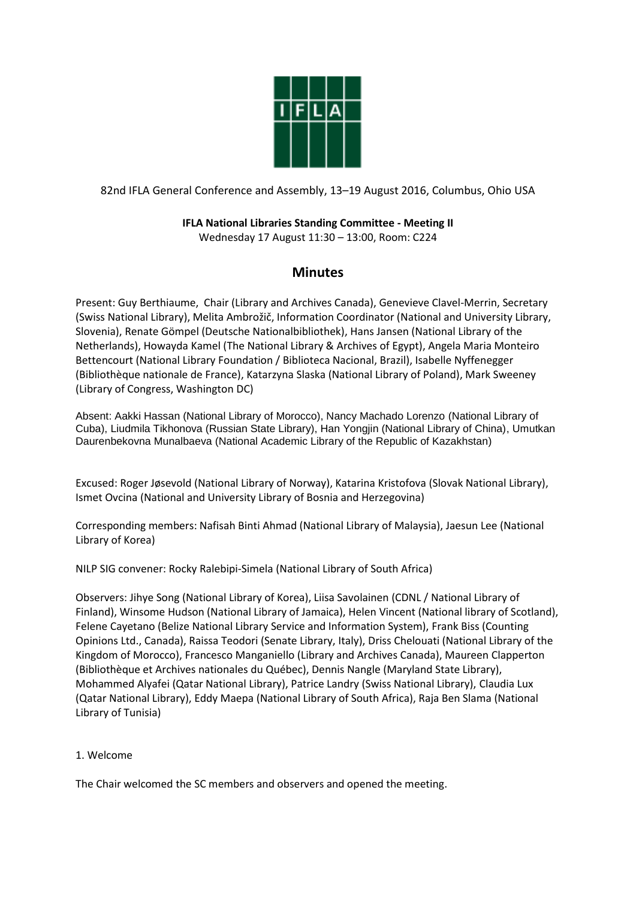82nd IFLA General Conference and Assembly, 13–19 August 2016, Columbus, Ohio USA

**IFLA National Libraries Standing Committee - Meeting II**
Wednesday 17 August 11:30 – 13:00, Room: C224

# Minutes

Present: Guy Berthiaume, Chair (Library and Archives Canada), Genevieve Clavel-Merrin, Secretary (Swiss National Library), Melita Ambrožič, Information Coordinator (National and University Library, Slovenia), Renate Gömpel (Deutsche Nationalbibliothek), Hans Jansen (National Library of the Netherlands), Howayda Kamel (The National Library & Archives of Egypt), Angela Maria Monteiro Bettencourt (National Library Foundation / Biblioteca Nacional, Brazil), Isabelle Nyffenegger (Bibliothèque nationale de France), Katarzyna Slaska (National Library of Poland), Mark Sweeney (Library of Congress, Washington DC)

Absent: Aakki Hassan (National Library of Morocco), Nancy Machado Lorenzo (National Library of Cuba), Liudmila Tikhonova (Russian State Library), Han Yongjin (National Library of China), Umutkan Daurenbekovna Munalbaeva (National Academic Library of the Republic of Kazakhstan)

Excused: Roger Jøsevold (National Library of Norway), Katarina Kristofova (Slovak National Library), Ismet Ovcina (National and University Library of Bosnia and Herzegovina)

Corresponding members: Nafisah Binti Ahmad (National Library of Malaysia), Jaesun Lee (National Library of Korea)

NILP SIG convener: Rocky Ralebipi-Simela (National Library of South Africa)

Observers: Jihye Song (National Library of Korea), Liisa Savolainen (CDNL / National Library of Finland), Winsome Hudson (National Library of Jamaica), Helen Vincent (National library of Scotland), Felene Cayetano (Belize National Library Service and Information System), Frank Biss (Counting Opinions Ltd., Canada), Raissa Teodori (Senate Library, Italy), Driss Chelouati (National Library of the Kingdom of Morocco), Francesco Manganiello (Library and Archives Canada), Maureen Clapperton (Bibliothèque et Archives nationales du Québec), Dennis Nangle (Maryland State Library), Mohammed Alyafei (Qatar National Library), Patrice Landry (Swiss National Library), Claudia Lux (Qatar National Library), Eddy Maepa (National Library of South Africa), Raja Ben Slama (National Library of Tunisia)

1. Welcome

The Chair welcomed the SC members and observers and opened the meeting.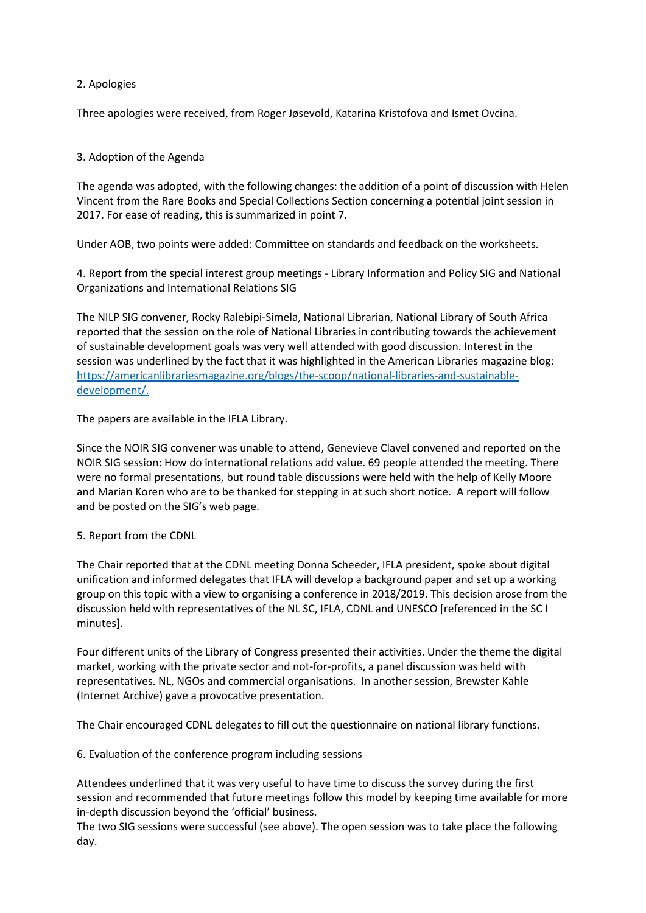2. Apologies

Three apologies were received, from Roger Jøsevold, Katarina Kristofova and Ismet Ovcina.

3. Adoption of the Agenda

The agenda was adopted, with the following changes: the addition of a point of discussion with Helen Vincent from the Rare Books and Special Collections Section concerning a potential joint session in 2017. For ease of reading, this is summarized in point 7.

Under AOB, two points were added: Committee on standards and feedback on the worksheets.

4. Report from the special interest group meetings - Library Information and Policy SIG and National Organizations and International Relations SIG

The NILP SIG convener, Rocky Ralebipi-Simela, National Librarian, National Library of South Africa reported that the session on the role of National Libraries in contributing towards the achievement of sustainable development goals was very well attended with good discussion. Interest in the session was underlined by the fact that it was highlighted in the American Libraries magazine blog: [https://americanlibrariesmagazine.org/blogs/the-scoop/national-libraries-and-sustainable-development/.](https://americanlibrariesmagazine.org/blogs/the-scoop/national-libraries-and-sustainable-development/)

The papers are available in the IFLA Library.

Since the NOIR SIG convener was unable to attend, Genevieve Clavel convened and reported on the NOIR SIG session: How do international relations add value. 69 people attended the meeting. There were no formal presentations, but round table discussions were held with the help of Kelly Moore and Marian Koren who are to be thanked for stepping in at such short notice. A report will follow and be posted on the SIG's web page.

5. Report from the CDNL

The Chair reported that at the CDNL meeting Donna Scheeder, IFLA president, spoke about digital unification and informed delegates that IFLA will develop a background paper and set up a working group on this topic with a view to organising a conference in 2018/2019. This decision arose from the discussion held with representatives of the NL SC, IFLA, CDNL and UNESCO [referenced in the SC I minutes].

Four different units of the Library of Congress presented their activities. Under the theme the digital market, working with the private sector and not-for-profits, a panel discussion was held with representatives. NL, NGOs and commercial organisations. In another session, Brewster Kahle (Internet Archive) gave a provocative presentation.

The Chair encouraged CDNL delegates to fill out the questionnaire on national library functions.

6. Evaluation of the conference program including sessions

Attendees underlined that it was very useful to have time to discuss the survey during the first session and recommended that future meetings follow this model by keeping time available for more in-depth discussion beyond the 'official' business.
The two SIG sessions were successful (see above). The open session was to take place the following day.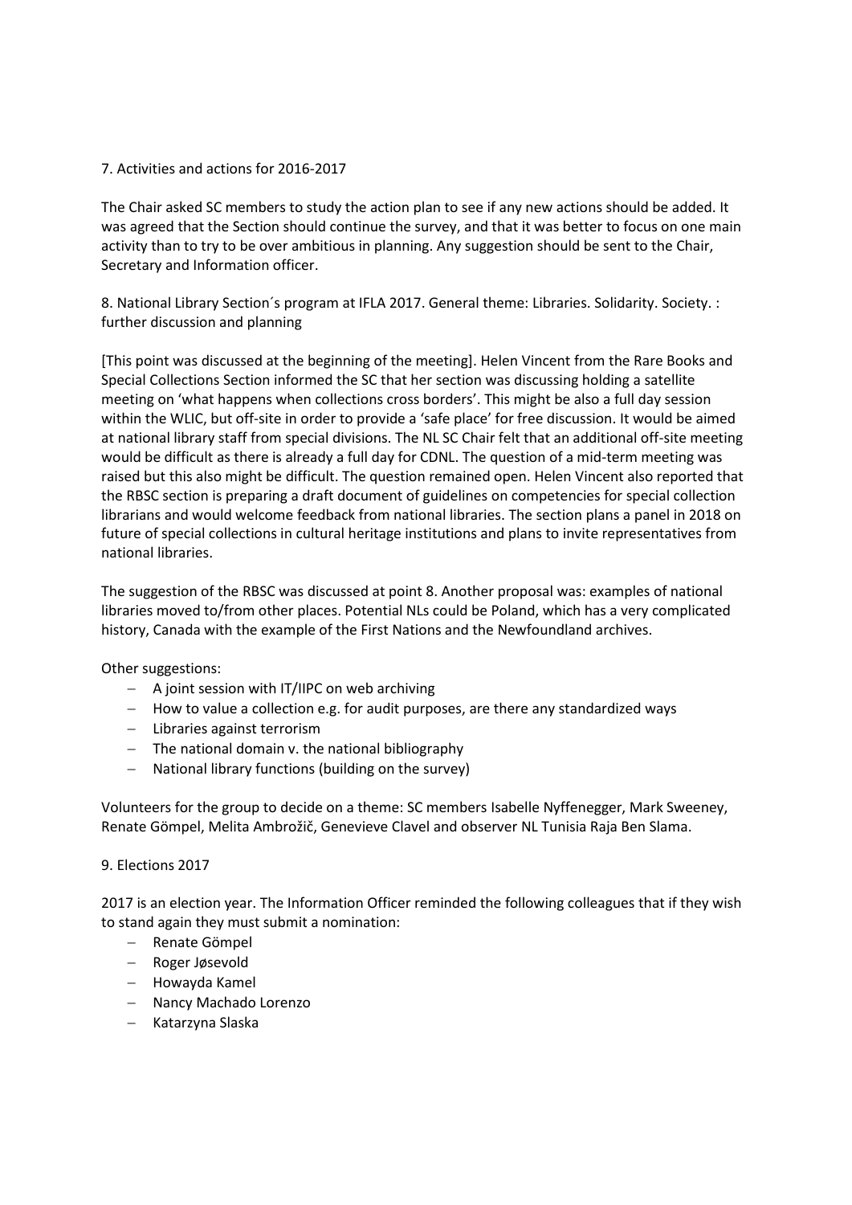## 7. Activities and actions for 2016-2017

The Chair asked SC members to study the action plan to see if any new actions should be added. It was agreed that the Section should continue the survey, and that it was better to focus on one main activity than to try to be over ambitious in planning. Any suggestion should be sent to the Chair, Secretary and Information officer.

## 8. National Library Section´s program at IFLA 2017. General theme: Libraries. Solidarity. Society. : further discussion and planning

[This point was discussed at the beginning of the meeting]. Helen Vincent from the Rare Books and Special Collections Section informed the SC that her section was discussing holding a satellite meeting on 'what happens when collections cross borders'. This might be also a full day session within the WLIC, but off-site in order to provide a 'safe place' for free discussion. It would be aimed at national library staff from special divisions. The NL SC Chair felt that an additional off-site meeting would be difficult as there is already a full day for CDNL. The question of a mid-term meeting was raised but this also might be difficult. The question remained open. Helen Vincent also reported that the RBSC section is preparing a draft document of guidelines on competencies for special collection librarians and would welcome feedback from national libraries. The section plans a panel in 2018 on future of special collections in cultural heritage institutions and plans to invite representatives from national libraries.

The suggestion of the RBSC was discussed at point 8. Another proposal was: examples of national libraries moved to/from other places. Potential NLs could be Poland, which has a very complicated history, Canada with the example of the First Nations and the Newfoundland archives.

Other suggestions:

- A joint session with IT/IIPC on web archiving
- How to value a collection e.g. for audit purposes, are there any standardized ways
- Libraries against terrorism
- The national domain v. the national bibliography
- National library functions (building on the survey)

Volunteers for the group to decide on a theme: SC members Isabelle Nyffenegger, Mark Sweeney, Renate Gömpel, Melita Ambrožič, Genevieve Clavel and observer NL Tunisia Raja Ben Slama.

## 9. Elections 2017

2017 is an election year. The Information Officer reminded the following colleagues that if they wish to stand again they must submit a nomination:

- Renate Gömpel
- Roger Jøsevold
- Howayda Kamel
- Nancy Machado Lorenzo
- Katarzyna Slaska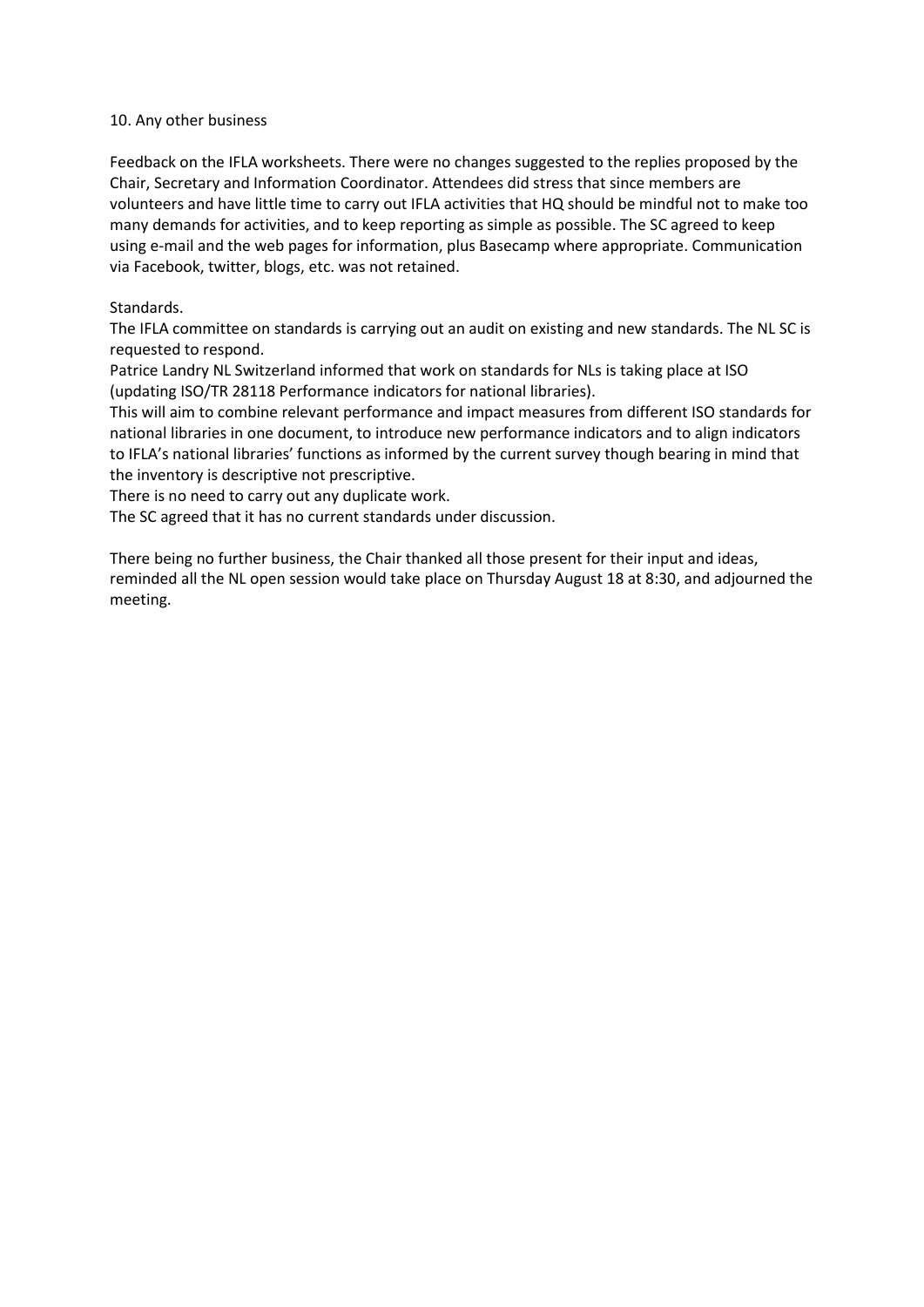10. Any other business

Feedback on the IFLA worksheets. There were no changes suggested to the replies proposed by the Chair, Secretary and Information Coordinator. Attendees did stress that since members are volunteers and have little time to carry out IFLA activities that HQ should be mindful not to make too many demands for activities, and to keep reporting as simple as possible. The SC agreed to keep using e-mail and the web pages for information, plus Basecamp where appropriate. Communication via Facebook, twitter, blogs, etc. was not retained.

Standards.
The IFLA committee on standards is carrying out an audit on existing and new standards. The NL SC is requested to respond.
Patrice Landry NL Switzerland informed that work on standards for NLs is taking place at ISO (updating ISO/TR 28118 Performance indicators for national libraries).
This will aim to combine relevant performance and impact measures from different ISO standards for national libraries in one document, to introduce new performance indicators and to align indicators to IFLA's national libraries' functions as informed by the current survey though bearing in mind that the inventory is descriptive not prescriptive.
There is no need to carry out any duplicate work.
The SC agreed that it has no current standards under discussion.

There being no further business, the Chair thanked all those present for their input and ideas, reminded all the NL open session would take place on Thursday August 18 at 8:30, and adjourned the meeting.